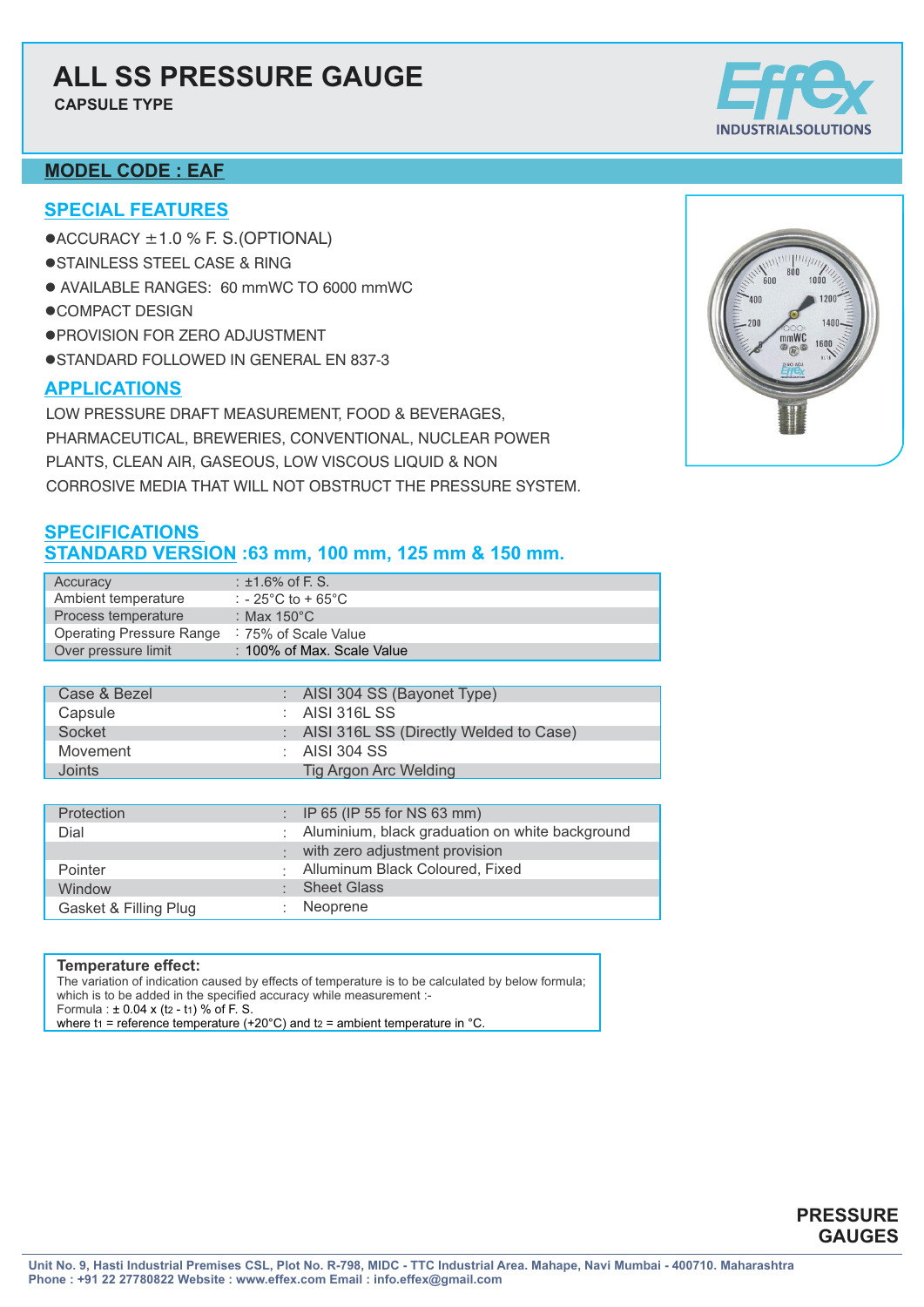# ALL SS PRESSURE GAUGE

**CAPSULE TYPE**

Effex INDUSTRIALSOLUTIONS

## MODEL CODE : EAF

## SPECIAL FEATURES

- ACCURACY ±1.0 % F. S.(OPTIONAL)
- STAINLESS STEEL CASE & RING
- AVAILABLE RANGES: 60 mmWC TO 6000 mmWC
- COMPACT DESIGN
- PROVISION FOR ZERO ADJUSTMENT
- STANDARD FOLLOWED IN GENERAL EN 837-3

## APPLICATIONS

LOW PRESSURE DRAFT MEASUREMENT, FOOD & BEVERAGES, PHARMACEUTICAL, BREWERIES, CONVENTIONAL, NUCLEAR POWER PLANTS, CLEAN AIR, GASEOUS, LOW VISCOUS LIQUID & NON CORROSIVE MEDIA THAT WILL NOT OBSTRUCT THE PRESSURE SYSTEM.

## SPECIFICATIONS

## STANDARD VERSION :63 mm, 100 mm, 125 mm & 150 mm.

| | |
|---|---|
| Accuracy | : ±1.6% of F. S. |
| Ambient temperature | : - 25°C to + 65°C |
| Process temperature | : Max 150°C |
| Operating Pressure Range | : 75% of Scale Value |
| Over pressure limit | : 100% of Max. Scale Value |

| | |
|---|---|
| Case & Bezel | : AISI 304 SS (Bayonet Type) |
| Capsule | : AISI 316L SS |
| Socket | : AISI 316L SS (Directly Welded to Case) |
| Movement | : AISI 304 SS |
| Joints | Tig Argon Arc Welding |

| | |
|---|---|
| Protection | : IP 65 (IP 55 for NS 63 mm) |
| Dial | : Aluminium, black graduation on white background |
| | : with zero adjustment provision |
| Pointer | : Alluminum Black Coloured, Fixed |
| Window | : Sheet Glass |
| Gasket & Filling Plug | : Neoprene |

**Temperature effect:**

The variation of indication caused by effects of temperature is to be calculated by below formula; which is to be added in the specified accuracy while measurement :-

Formula : $\pm 0.04 \times (t_2 - t_1)$ % of F. S.

where $t_1$ = reference temperature (+20°C) and $t_2$ = ambient temperature in °C.

**PRESSURE GAUGES**

Unit No. 9, Hasti Industrial Premises CSL, Plot No. R-798, MIDC - TTC Industrial Area. Mahape, Navi Mumbai - 400710. Maharashtra
Phone : +91 22 27780822 Website : www.effex.com Email : info.effex@gmail.com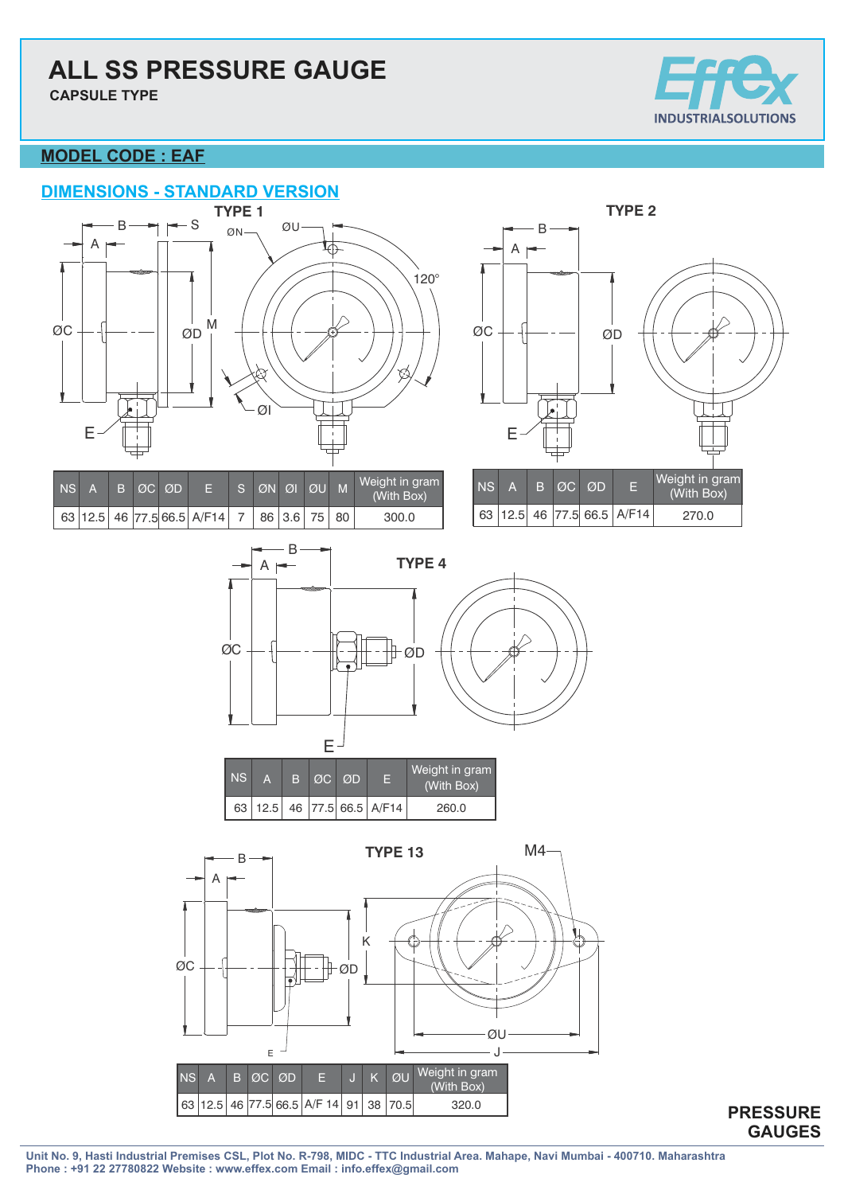# ALL SS PRESSURE GAUGE

**CAPSULE TYPE**

Effex INDUSTRIALSOLUTIONS

## MODEL CODE : EAF

## DIMENSIONS - STANDARD VERSION

### TYPE 1

| NS | A | B | ØC | ØD | E | S | ØN | ØI | ØU | M | Weight in gram (With Box) |
|---|---|---|---|---|---|---|---|---|---|---|---|
| 63 | 12.5 | 46 | 77.5 | 66.5 | A/F14 | 7 | 86 | 3.6 | 75 | 80 | 300.0 |

### TYPE 2

| NS | A | B | ØC | ØD | E | Weight in gram (With Box) |
|---|---|---|---|---|---|---|
| 63 | 12.5 | 46 | 77.5 | 66.5 | A/F14 | 270.0 |

### TYPE 4

| NS | A | B | ØC | ØD | E | Weight in gram (With Box) |
|---|---|---|---|---|---|---|
| 63 | 12.5 | 46 | 77.5 | 66.5 | A/F14 | 260.0 |

### TYPE 13

| NS | A | B | ØC | ØD | E | J | K | ØU | Weight in gram (With Box) |
|---|---|---|---|---|---|---|---|---|---|
| 63 | 12.5 | 46 | 77.5 | 66.5 | A/F 14 | 91 | 38 | 70.5 | 320.0 |

**PRESSURE GAUGES**

Unit No. 9, Hasti Industrial Premises CSL, Plot No. R-798, MIDC - TTC Industrial Area. Mahape, Navi Mumbai - 400710. Maharashtra
Phone : +91 22 27780822 Website : www.effex.com Email : info.effex@gmail.com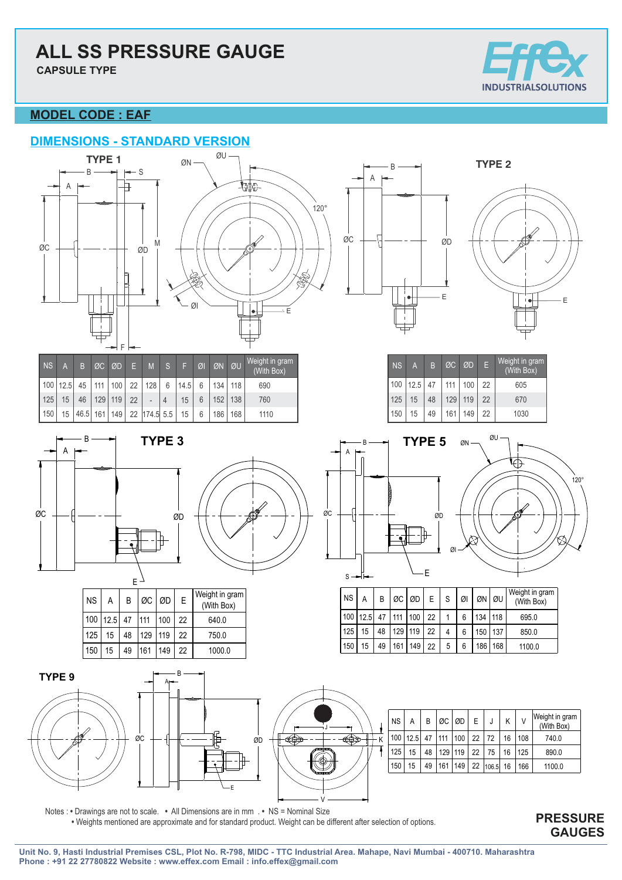# ALL SS PRESSURE GAUGE

**CAPSULE TYPE**

## MODEL CODE : EAF

## DIMENSIONS - STANDARD VERSION

### TYPE 1

| NS | A | B | ØC | ØD | E | M | S | F | ØI | ØN | ØU | Weight in gram (With Box) |
|---|---|---|---|---|---|---|---|---|---|---|---|---|
| 100 | 12.5 | 45 | 111 | 100 | 22 | 128 | 6 | 14.5 | 6 | 134 | 118 | 690 |
| 125 | 15 | 46 | 129 | 119 | 22 | - | 4 | 15 | 6 | 152 | 138 | 760 |
| 150 | 15 | 46.5 | 161 | 149 | 22 | 174.5 | 5.5 | 15 | 6 | 186 | 168 | 1110 |

### TYPE 2

| NS | A | B | ØC | ØD | E | Weight in gram (With Box) |
|---|---|---|---|---|---|---|
| 100 | 12.5 | 47 | 111 | 100 | 22 | 605 |
| 125 | 15 | 48 | 129 | 119 | 22 | 670 |
| 150 | 15 | 49 | 161 | 149 | 22 | 1030 |

### TYPE 3

| NS | A | B | ØC | ØD | E | Weight in gram (With Box) |
|---|---|---|---|---|---|---|
| 100 | 12.5 | 47 | 111 | 100 | 22 | 640.0 |
| 125 | 15 | 48 | 129 | 119 | 22 | 750.0 |
| 150 | 15 | 49 | 161 | 149 | 22 | 1000.0 |

### TYPE 5

| NS | A | B | ØC | ØD | E | S | ØI | ØN | ØU | Weight in gram (With Box) |
|---|---|---|---|---|---|---|---|---|---|---|
| 100 | 12.5 | 47 | 111 | 100 | 22 | 1 | 6 | 134 | 118 | 695.0 |
| 125 | 15 | 48 | 129 | 119 | 22 | 4 | 6 | 150 | 137 | 850.0 |
| 150 | 15 | 49 | 161 | 149 | 22 | 5 | 6 | 186 | 168 | 1100.0 |

### TYPE 9

| NS | A | B | ØC | ØD | E | J | K | V | Weight in gram (With Box) |
|---|---|---|---|---|---|---|---|---|---|
| 100 | 12.5 | 47 | 111 | 100 | 22 | 72 | 16 | 108 | 740.0 |
| 125 | 15 | 48 | 129 | 119 | 22 | 75 | 16 | 125 | 890.0 |
| 150 | 15 | 49 | 161 | 149 | 22 | 106.5 | 16 | 166 | 1100.0 |

Notes : • Drawings are not to scale. • All Dimensions are in mm . • NS = Nominal Size
• Weights mentioned are approximate and for standard product. Weight can be different after selection of options.

**PRESSURE GAUGES**

**Unit No. 9, Hasti Industrial Premises CSL, Plot No. R-798, MIDC - TTC Industrial Area. Mahape, Navi Mumbai - 400710. Maharashtra**
**Phone : +91 22 27780822 Website : www.effex.com Email : info.effex@gmail.com**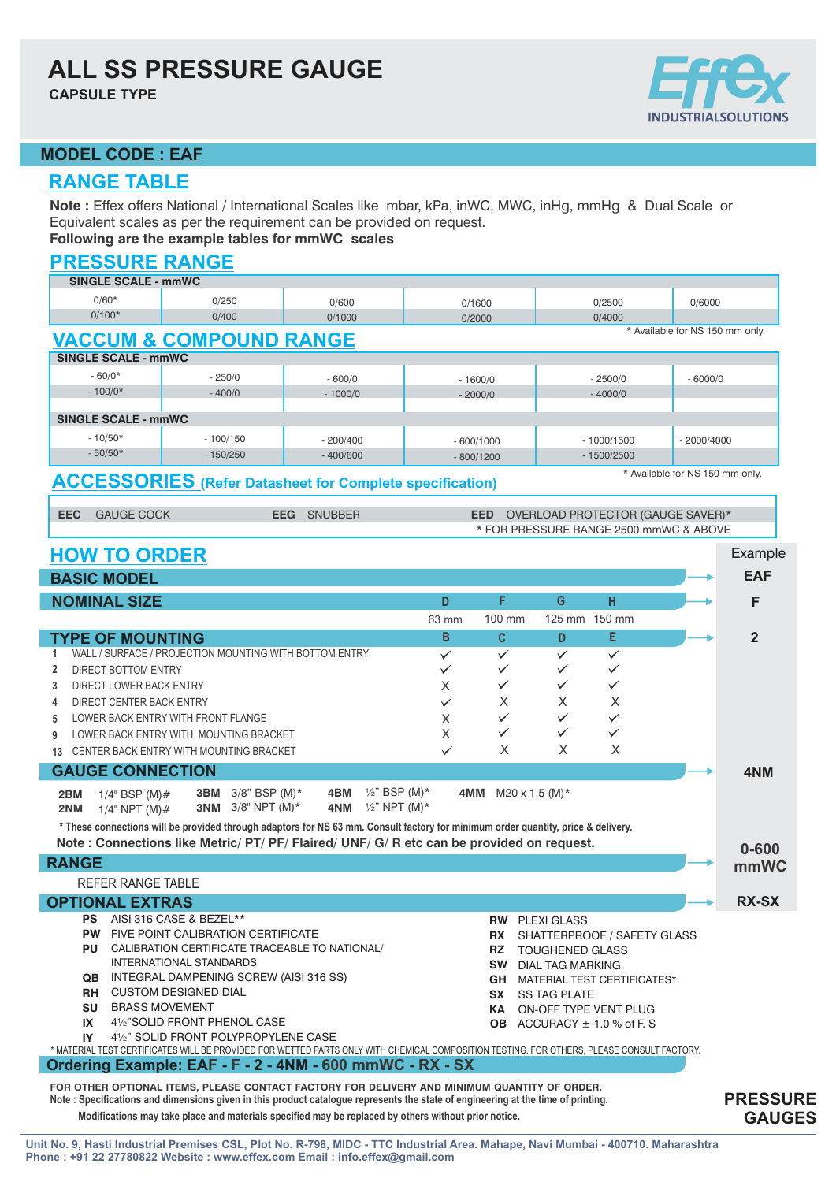# ALL SS PRESSURE GAUGE

**CAPSULE TYPE**

Effex INDUSTRIALSOLUTIONS

## MODEL CODE : EAF

## RANGE TABLE

**Note :** Effex offers National / International Scales like mbar, kPa, inWC, MWC, inHg, mmHg & Dual Scale or Equivalent scales as per the requirement can be provided on request.
**Following are the example tables for mmWC scales**

## PRESSURE RANGE

| SINGLE SCALE - mmWC | | | | | |
|---|---|---|---|---|---|
| 0/60* | 0/250 | 0/600 | 0/1600 | 0/2500 | 0/6000 |
| 0/100* | 0/400 | 0/1000 | 0/2000 | 0/4000 | |

* Available for NS 150 mm only.

## VACCUM & COMPOUND RANGE

| SINGLE SCALE - mmWC | | | | | |
|---|---|---|---|---|---|
| - 60/0* | - 250/0 | - 600/0 | - 1600/0 | - 2500/0 | - 6000/0 |
| - 100/0* | - 400/0 | - 1000/0 | - 2000/0 | - 4000/0 | |

| SINGLE SCALE - mmWC | | | | | |
|---|---|---|---|---|---|
| - 10/50* | - 100/150 | - 200/400 | - 600/1000 | - 1000/1500 | - 2000/4000 |
| - 50/50* | - 150/250 | - 400/600 | - 800/1200 | - 1500/2500 | |

* Available for NS 150 mm only.

## ACCESSORIES (Refer Datasheet for Complete specification)

**EEC** GAUGE COCK **EEG** SNUBBER **EED** OVERLOAD PROTECTOR (GAUGE SAVER)*
* FOR PRESSURE RANGE 2500 mmWC & ABOVE

## HOW TO ORDER

Example

**BASIC MODEL** → **EAF**

**NOMINAL SIZE** → **F**

| D | F | G | H |
|---|---|---|---|
| 63 mm | 100 mm | 125 mm | 150 mm |

**TYPE OF MOUNTING** → **2**

| | | B | C | D | E |
|---|---|---|---|---|---|
| 1 | WALL / SURFACE / PROJECTION MOUNTING WITH BOTTOM ENTRY | ✓ | ✓ | ✓ | ✓ |
| 2 | DIRECT BOTTOM ENTRY | ✓ | ✓ | ✓ | ✓ |
| 3 | DIRECT LOWER BACK ENTRY | X | ✓ | ✓ | ✓ |
| 4 | DIRECT CENTER BACK ENTRY | ✓ | X | X | X |
| 5 | LOWER BACK ENTRY WITH FRONT FLANGE | X | ✓ | ✓ | ✓ |
| 9 | LOWER BACK ENTRY WITH MOUNTING BRACKET | X | ✓ | ✓ | ✓ |
| 13 | CENTER BACK ENTRY WITH MOUNTING BRACKET | ✓ | X | X | X |

**GAUGE CONNECTION** → **4NM**

**2BM** 1/4" BSP (M)# **3BM** 3/8" BSP (M)* **4BM** ½" BSP (M)* **4MM** M20 x 1.5 (M)*
**2NM** 1/4" NPT (M)# **3NM** 3/8" NPT (M)* **4NM** ½" NPT (M)*

**\* These connections will be provided through adaptors for NS 63 mm. Consult factory for minimum order quantity, price & delivery.**
**Note : Connections like Metric/ PT/ PF/ Flaired/ UNF/ G/ R etc can be provided on request.**

**RANGE** → **0-600 mmWC**

REFER RANGE TABLE

**OPTIONAL EXTRAS** → **RX-SX**

- **PS** AISI 316 CASE & BEZEL**
- **PW** FIVE POINT CALIBRATION CERTIFICATE
- **PU** CALIBRATION CERTIFICATE TRACEABLE TO NATIONAL/ INTERNATIONAL STANDARDS
- **QB** INTEGRAL DAMPENING SCREW (AISI 316 SS)
- **RH** CUSTOM DESIGNED DIAL
- **SU** BRASS MOVEMENT
- **IX** 4½"SOLID FRONT PHENOL CASE
- **IY** 4½" SOLID FRONT POLYPROPYLENE CASE
- **RW** PLEXI GLASS
- **RX** SHATTERPROOF / SAFETY GLASS
- **RZ** TOUGHENED GLASS
- **SW** DIAL TAG MARKING
- **GH** MATERIAL TEST CERTIFICATES*
- **SX** SS TAG PLATE
- **KA** ON-OFF TYPE VENT PLUG
- **OB** ACCURACY ± 1.0 % of F. S

\* MATERIAL TEST CERTIFICATES WILL BE PROVIDED FOR WETTED PARTS ONLY WITH CHEMICAL COMPOSITION TESTING. FOR OTHERS, PLEASE CONSULT FACTORY.

**Ordering Example: EAF - F - 2 - 4NM - 600 mmWC - RX - SX**

**FOR OTHER OPTIONAL ITEMS, PLEASE CONTACT FACTORY FOR DELIVERY AND MINIMUM QUANTITY OF ORDER.**
**Note : Specifications and dimensions given in this product catalogue represents the state of engineering at the time of printing.**
**Modifications may take place and materials specified may be replaced by others without prior notice.**

**PRESSURE GAUGES**

**Unit No. 9, Hasti Industrial Premises CSL, Plot No. R-798, MIDC - TTC Industrial Area. Mahape, Navi Mumbai - 400710. Maharashtra**
**Phone : +91 22 27780822 Website : www.effex.com Email : info.effex@gmail.com**